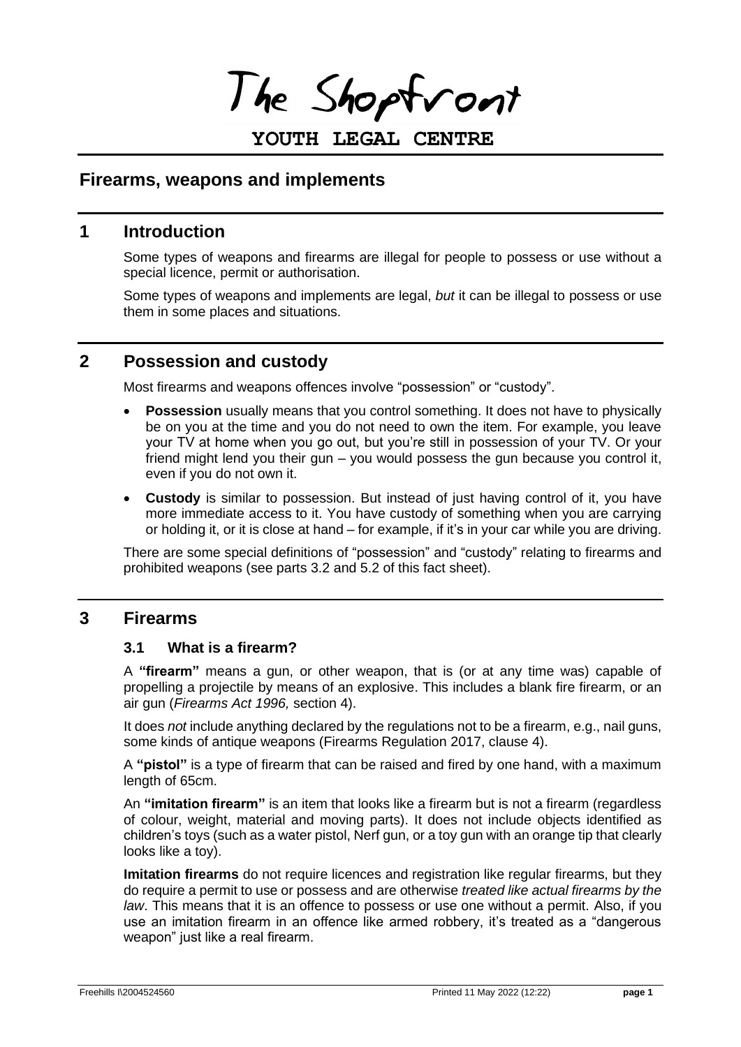The Shopfront

**YOUTH LEGAL CENTRE**

# Firearms, weapons and implements

## 1 Introduction

Some types of weapons and firearms are illegal for people to possess or use without a special licence, permit or authorisation.

Some types of weapons and implements are legal, *but* it can be illegal to possess or use them in some places and situations.

## 2 Possession and custody

Most firearms and weapons offences involve "possession" or "custody".

- **Possession** usually means that you control something. It does not have to physically be on you at the time and you do not need to own the item. For example, you leave your TV at home when you go out, but you're still in possession of your TV. Or your friend might lend you their gun – you would possess the gun because you control it, even if you do not own it.
- **Custody** is similar to possession. But instead of just having control of it, you have more immediate access to it. You have custody of something when you are carrying or holding it, or it is close at hand – for example, if it's in your car while you are driving.

There are some special definitions of "possession" and "custody" relating to firearms and prohibited weapons (see parts 3.2 and 5.2 of this fact sheet).

## 3 Firearms

### 3.1 What is a firearm?

A **"firearm"** means a gun, or other weapon, that is (or at any time was) capable of propelling a projectile by means of an explosive. This includes a blank fire firearm, or an air gun (*Firearms Act 1996,* section 4).

It does *not* include anything declared by the regulations not to be a firearm, e.g., nail guns, some kinds of antique weapons (Firearms Regulation 2017, clause 4).

A **"pistol"** is a type of firearm that can be raised and fired by one hand, with a maximum length of 65cm.

An **"imitation firearm"** is an item that looks like a firearm but is not a firearm (regardless of colour, weight, material and moving parts). It does not include objects identified as children's toys (such as a water pistol, Nerf gun, or a toy gun with an orange tip that clearly looks like a toy).

**Imitation firearms** do not require licences and registration like regular firearms, but they do require a permit to use or possess and are otherwise *treated like actual firearms by the law*. This means that it is an offence to possess or use one without a permit. Also, if you use an imitation firearm in an offence like armed robbery, it's treated as a "dangerous weapon" just like a real firearm.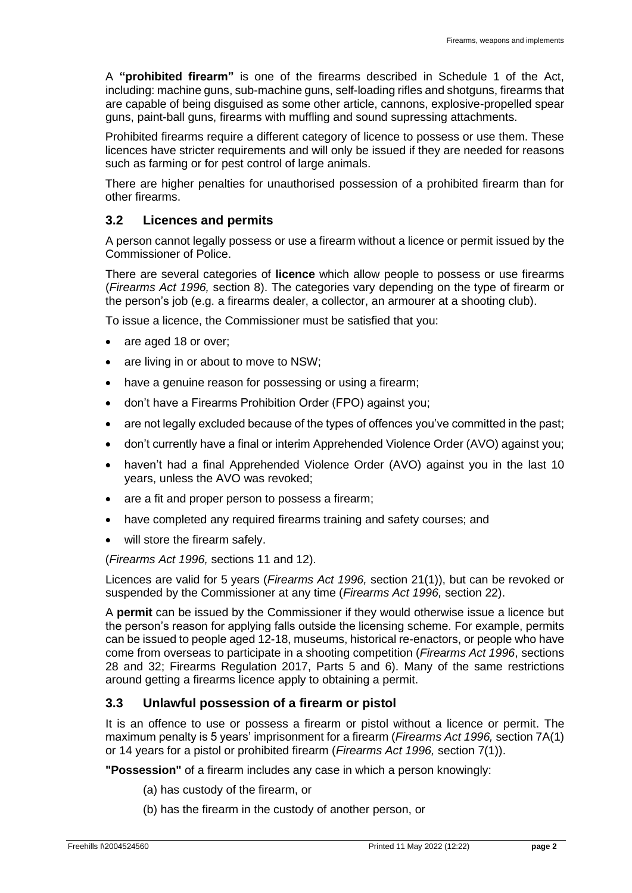A **"prohibited firearm"** is one of the firearms described in Schedule 1 of the Act, including: machine guns, sub-machine guns, self-loading rifles and shotguns, firearms that are capable of being disguised as some other article, cannons, explosive-propelled spear guns, paint-ball guns, firearms with muffling and sound supressing attachments.

Prohibited firearms require a different category of licence to possess or use them. These licences have stricter requirements and will only be issued if they are needed for reasons such as farming or for pest control of large animals.

There are higher penalties for unauthorised possession of a prohibited firearm than for other firearms.

## 3.2 Licences and permits

A person cannot legally possess or use a firearm without a licence or permit issued by the Commissioner of Police.

There are several categories of **licence** which allow people to possess or use firearms (*Firearms Act 1996,* section 8). The categories vary depending on the type of firearm or the person's job (e.g. a firearms dealer, a collector, an armourer at a shooting club).

To issue a licence, the Commissioner must be satisfied that you:

- are aged 18 or over;
- are living in or about to move to NSW;
- have a genuine reason for possessing or using a firearm;
- don't have a Firearms Prohibition Order (FPO) against you;
- are not legally excluded because of the types of offences you've committed in the past;
- don't currently have a final or interim Apprehended Violence Order (AVO) against you;
- haven't had a final Apprehended Violence Order (AVO) against you in the last 10 years, unless the AVO was revoked;
- are a fit and proper person to possess a firearm;
- have completed any required firearms training and safety courses; and
- will store the firearm safely.

(*Firearms Act 1996,* sections 11 and 12).

Licences are valid for 5 years (*Firearms Act 1996,* section 21(1)), but can be revoked or suspended by the Commissioner at any time (*Firearms Act 1996,* section 22).

A **permit** can be issued by the Commissioner if they would otherwise issue a licence but the person's reason for applying falls outside the licensing scheme. For example, permits can be issued to people aged 12-18, museums, historical re-enactors, or people who have come from overseas to participate in a shooting competition (*Firearms Act 1996*, sections 28 and 32; Firearms Regulation 2017, Parts 5 and 6). Many of the same restrictions around getting a firearms licence apply to obtaining a permit.

## 3.3 Unlawful possession of a firearm or pistol

It is an offence to use or possess a firearm or pistol without a licence or permit. The maximum penalty is 5 years' imprisonment for a firearm (*Firearms Act 1996,* section 7A(1) or 14 years for a pistol or prohibited firearm (*Firearms Act 1996,* section 7(1)).

**"Possession"** of a firearm includes any case in which a person knowingly:

(a) has custody of the firearm, or

(b) has the firearm in the custody of another person, or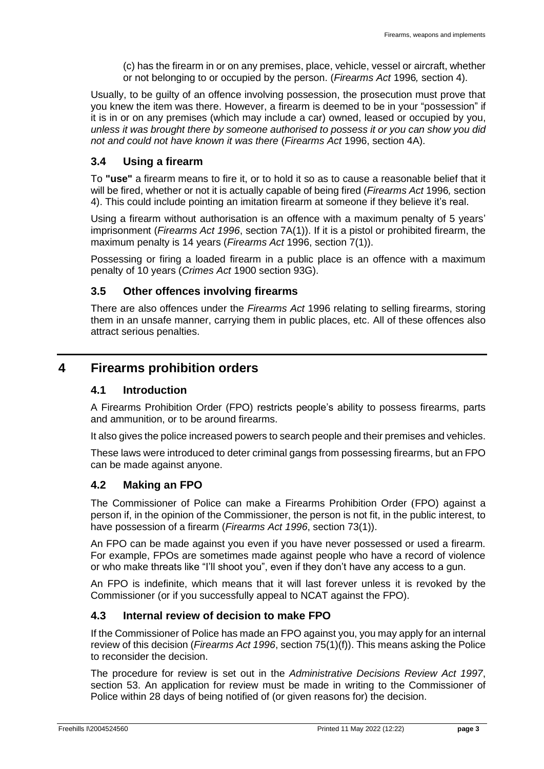(c) has the firearm in or on any premises, place, vehicle, vessel or aircraft, whether or not belonging to or occupied by the person. (*Firearms Act* 1996*,* section 4).

Usually, to be guilty of an offence involving possession, the prosecution must prove that you knew the item was there. However, a firearm is deemed to be in your "possession" if it is in or on any premises (which may include a car) owned, leased or occupied by you, *unless it was brought there by someone authorised to possess it or you can show you did not and could not have known it was there* (*Firearms Act* 1996, section 4A).

### 3.4 Using a firearm

To **"use"** a firearm means to fire it, or to hold it so as to cause a reasonable belief that it will be fired, whether or not it is actually capable of being fired (*Firearms Act* 1996*,* section 4). This could include pointing an imitation firearm at someone if they believe it's real.

Using a firearm without authorisation is an offence with a maximum penalty of 5 years' imprisonment (*Firearms Act 1996*, section 7A(1)). If it is a pistol or prohibited firearm, the maximum penalty is 14 years (*Firearms Act* 1996, section 7(1)).

Possessing or firing a loaded firearm in a public place is an offence with a maximum penalty of 10 years (*Crimes Act* 1900 section 93G).

### 3.5 Other offences involving firearms

There are also offences under the *Firearms Act* 1996 relating to selling firearms, storing them in an unsafe manner, carrying them in public places, etc. All of these offences also attract serious penalties.

## 4 Firearms prohibition orders

### 4.1 Introduction

A Firearms Prohibition Order (FPO) restricts people's ability to possess firearms, parts and ammunition, or to be around firearms.

It also gives the police increased powers to search people and their premises and vehicles.

These laws were introduced to deter criminal gangs from possessing firearms, but an FPO can be made against anyone.

### 4.2 Making an FPO

The Commissioner of Police can make a Firearms Prohibition Order (FPO) against a person if, in the opinion of the Commissioner, the person is not fit, in the public interest, to have possession of a firearm (*Firearms Act 1996*, section 73(1)).

An FPO can be made against you even if you have never possessed or used a firearm. For example, FPOs are sometimes made against people who have a record of violence or who make threats like "I'll shoot you", even if they don't have any access to a gun.

An FPO is indefinite, which means that it will last forever unless it is revoked by the Commissioner (or if you successfully appeal to NCAT against the FPO).

### 4.3 Internal review of decision to make FPO

If the Commissioner of Police has made an FPO against you, you may apply for an internal review of this decision (*Firearms Act 1996*, section 75(1)(f)). This means asking the Police to reconsider the decision.

The procedure for review is set out in the *Administrative Decisions Review Act 1997*, section 53. An application for review must be made in writing to the Commissioner of Police within 28 days of being notified of (or given reasons for) the decision.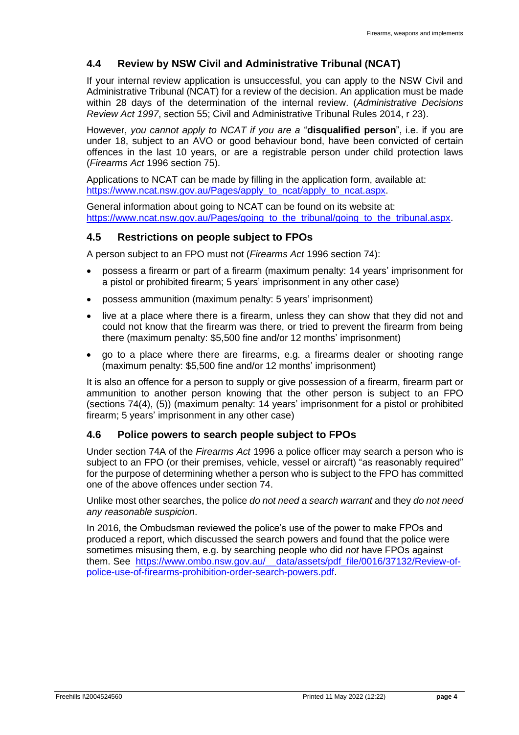## 4.4 Review by NSW Civil and Administrative Tribunal (NCAT)

If your internal review application is unsuccessful, you can apply to the NSW Civil and Administrative Tribunal (NCAT) for a review of the decision. An application must be made within 28 days of the determination of the internal review. (*Administrative Decisions Review Act 1997*, section 55; Civil and Administrative Tribunal Rules 2014, r 23).

However, *you cannot apply to NCAT if you are a* "**disqualified person**", i.e. if you are under 18, subject to an AVO or good behaviour bond, have been convicted of certain offences in the last 10 years, or are a registrable person under child protection laws (*Firearms Act* 1996 section 75).

Applications to NCAT can be made by filling in the application form, available at: https://www.ncat.nsw.gov.au/Pages/apply_to_ncat/apply_to_ncat.aspx.

General information about going to NCAT can be found on its website at: https://www.ncat.nsw.gov.au/Pages/going_to_the_tribunal/going_to_the_tribunal.aspx.

## 4.5 Restrictions on people subject to FPOs

A person subject to an FPO must not (*Firearms Act* 1996 section 74):

- possess a firearm or part of a firearm (maximum penalty: 14 years' imprisonment for a pistol or prohibited firearm; 5 years' imprisonment in any other case)
- possess ammunition (maximum penalty: 5 years' imprisonment)
- live at a place where there is a firearm, unless they can show that they did not and could not know that the firearm was there, or tried to prevent the firearm from being there (maximum penalty: $5,500 fine and/or 12 months' imprisonment)
- go to a place where there are firearms, e.g. a firearms dealer or shooting range (maximum penalty: $5,500 fine and/or 12 months' imprisonment)

It is also an offence for a person to supply or give possession of a firearm, firearm part or ammunition to another person knowing that the other person is subject to an FPO (sections 74(4), (5)) (maximum penalty: 14 years' imprisonment for a pistol or prohibited firearm; 5 years' imprisonment in any other case)

## 4.6 Police powers to search people subject to FPOs

Under section 74A of the *Firearms Act* 1996 a police officer may search a person who is subject to an FPO (or their premises, vehicle, vessel or aircraft) "as reasonably required" for the purpose of determining whether a person who is subject to the FPO has committed one of the above offences under section 74.

Unlike most other searches, the police *do not need a search warrant* and they *do not need any reasonable suspicion*.

In 2016, the Ombudsman reviewed the police's use of the power to make FPOs and produced a report, which discussed the search powers and found that the police were sometimes misusing them, e.g. by searching people who did *not* have FPOs against them. See https://www.ombo.nsw.gov.au/__data/assets/pdf_file/0016/37132/Review-of-police-use-of-firearms-prohibition-order-search-powers.pdf.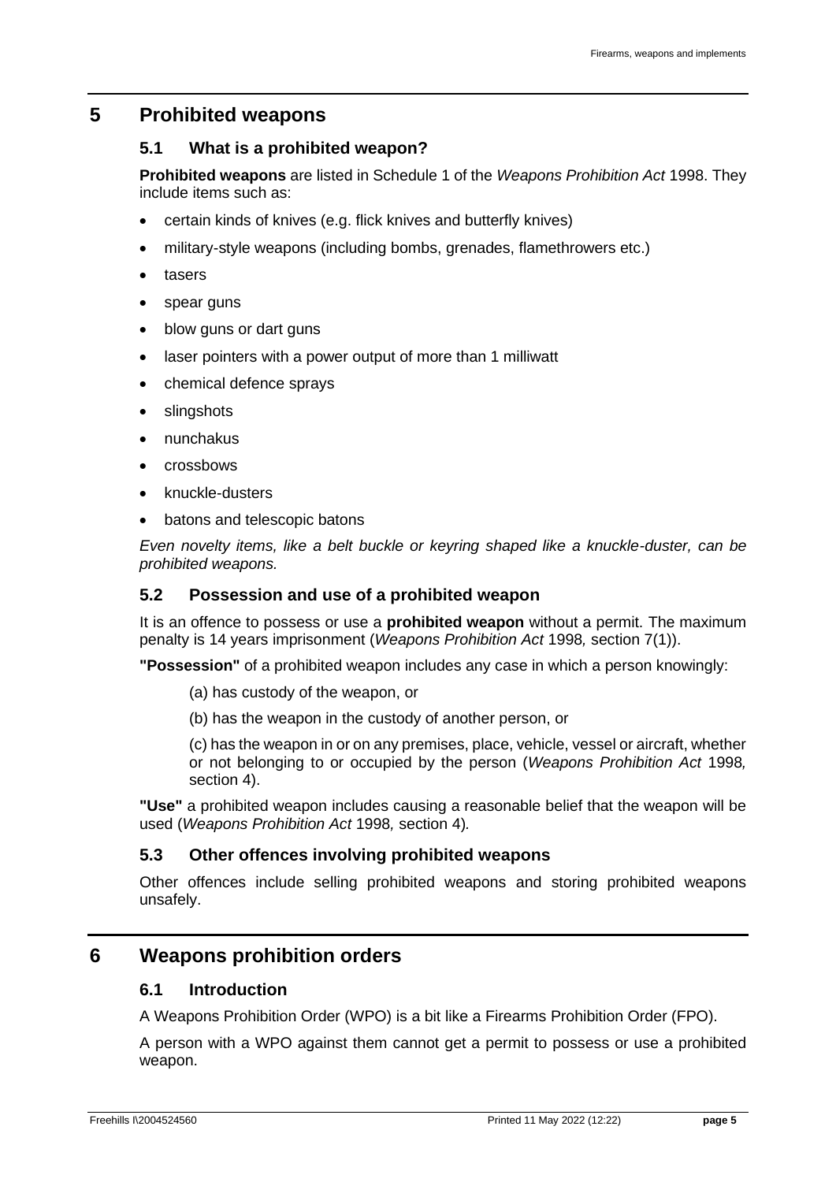# 5 Prohibited weapons

## 5.1 What is a prohibited weapon?

**Prohibited weapons** are listed in Schedule 1 of the *Weapons Prohibition Act* 1998. They include items such as:

- certain kinds of knives (e.g. flick knives and butterfly knives)
- military-style weapons (including bombs, grenades, flamethrowers etc.)
- tasers
- spear guns
- blow guns or dart guns
- laser pointers with a power output of more than 1 milliwatt
- chemical defence sprays
- slingshots
- nunchakus
- crossbows
- knuckle-dusters
- batons and telescopic batons

*Even novelty items, like a belt buckle or keyring shaped like a knuckle-duster, can be prohibited weapons.*

## 5.2 Possession and use of a prohibited weapon

It is an offence to possess or use a **prohibited weapon** without a permit. The maximum penalty is 14 years imprisonment (*Weapons Prohibition Act* 1998*,* section 7(1)).

**"Possession"** of a prohibited weapon includes any case in which a person knowingly:

(a) has custody of the weapon, or

(b) has the weapon in the custody of another person, or

(c) has the weapon in or on any premises, place, vehicle, vessel or aircraft, whether or not belonging to or occupied by the person (*Weapons Prohibition Act* 1998*,* section 4).

**"Use"** a prohibited weapon includes causing a reasonable belief that the weapon will be used (*Weapons Prohibition Act* 1998*,* section 4)*.*

## 5.3 Other offences involving prohibited weapons

Other offences include selling prohibited weapons and storing prohibited weapons unsafely.

# 6 Weapons prohibition orders

## 6.1 Introduction

A Weapons Prohibition Order (WPO) is a bit like a Firearms Prohibition Order (FPO).

A person with a WPO against them cannot get a permit to possess or use a prohibited weapon.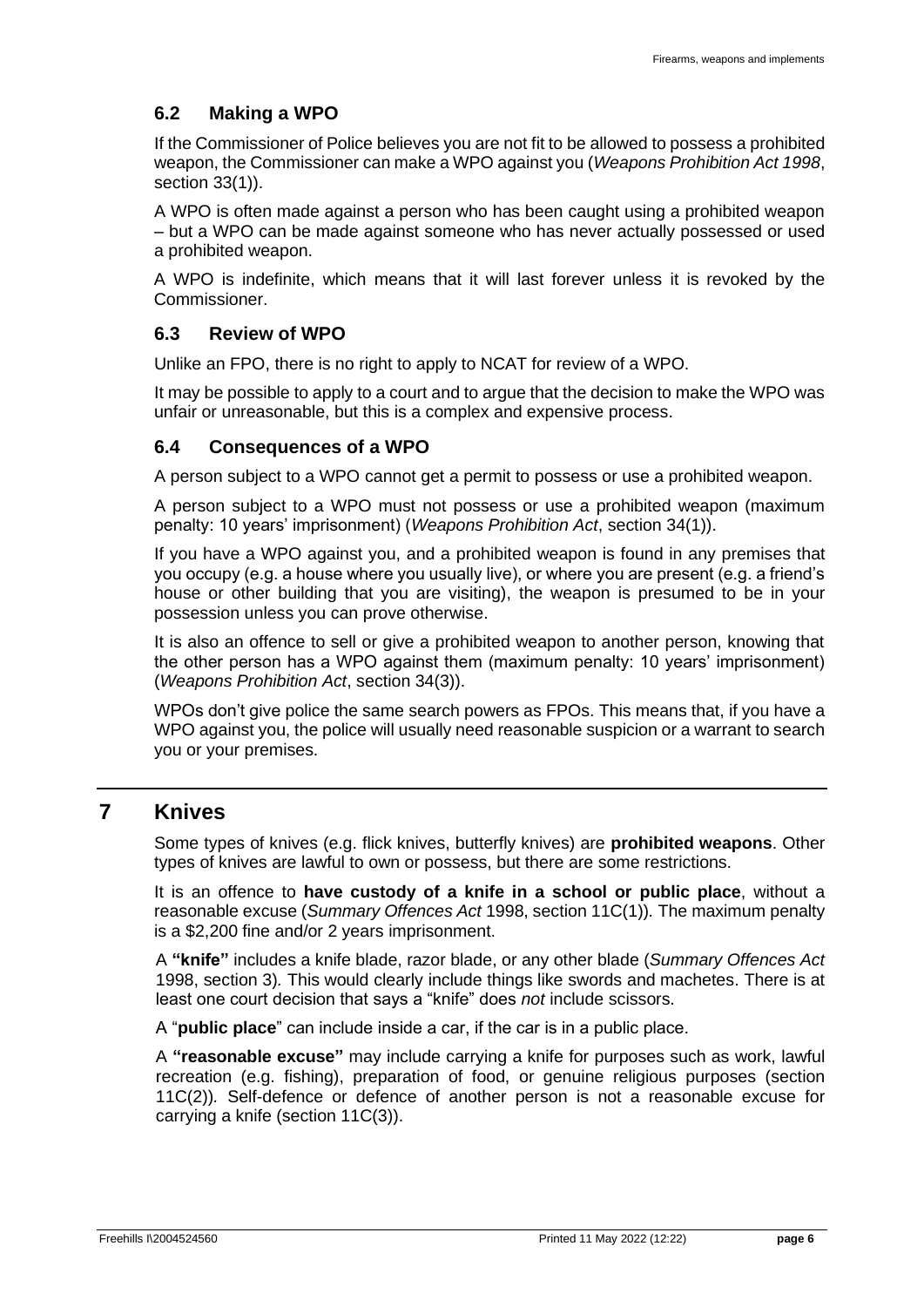### 6.2 Making a WPO

If the Commissioner of Police believes you are not fit to be allowed to possess a prohibited weapon, the Commissioner can make a WPO against you (*Weapons Prohibition Act 1998*, section 33(1)).

A WPO is often made against a person who has been caught using a prohibited weapon – but a WPO can be made against someone who has never actually possessed or used a prohibited weapon.

A WPO is indefinite, which means that it will last forever unless it is revoked by the Commissioner.

### 6.3 Review of WPO

Unlike an FPO, there is no right to apply to NCAT for review of a WPO.

It may be possible to apply to a court and to argue that the decision to make the WPO was unfair or unreasonable, but this is a complex and expensive process.

### 6.4 Consequences of a WPO

A person subject to a WPO cannot get a permit to possess or use a prohibited weapon.

A person subject to a WPO must not possess or use a prohibited weapon (maximum penalty: 10 years' imprisonment) (*Weapons Prohibition Act*, section 34(1)).

If you have a WPO against you, and a prohibited weapon is found in any premises that you occupy (e.g. a house where you usually live), or where you are present (e.g. a friend's house or other building that you are visiting), the weapon is presumed to be in your possession unless you can prove otherwise.

It is also an offence to sell or give a prohibited weapon to another person, knowing that the other person has a WPO against them (maximum penalty: 10 years' imprisonment) (*Weapons Prohibition Act*, section 34(3)).

WPOs don't give police the same search powers as FPOs. This means that, if you have a WPO against you, the police will usually need reasonable suspicion or a warrant to search you or your premises.

## 7 Knives

Some types of knives (e.g. flick knives, butterfly knives) are **prohibited weapons**. Other types of knives are lawful to own or possess, but there are some restrictions.

It is an offence to **have custody of a knife in a school or public place**, without a reasonable excuse (*Summary Offences Act* 1998, section 11C(1)). The maximum penalty is a $2,200 fine and/or 2 years imprisonment.

A **"knife"** includes a knife blade, razor blade, or any other blade (*Summary Offences Act* 1998, section 3). This would clearly include things like swords and machetes. There is at least one court decision that says a "knife" does *not* include scissors.

A "**public place**" can include inside a car, if the car is in a public place.

A **"reasonable excuse"** may include carrying a knife for purposes such as work, lawful recreation (e.g. fishing), preparation of food, or genuine religious purposes (section 11C(2)). Self-defence or defence of another person is not a reasonable excuse for carrying a knife (section 11C(3)).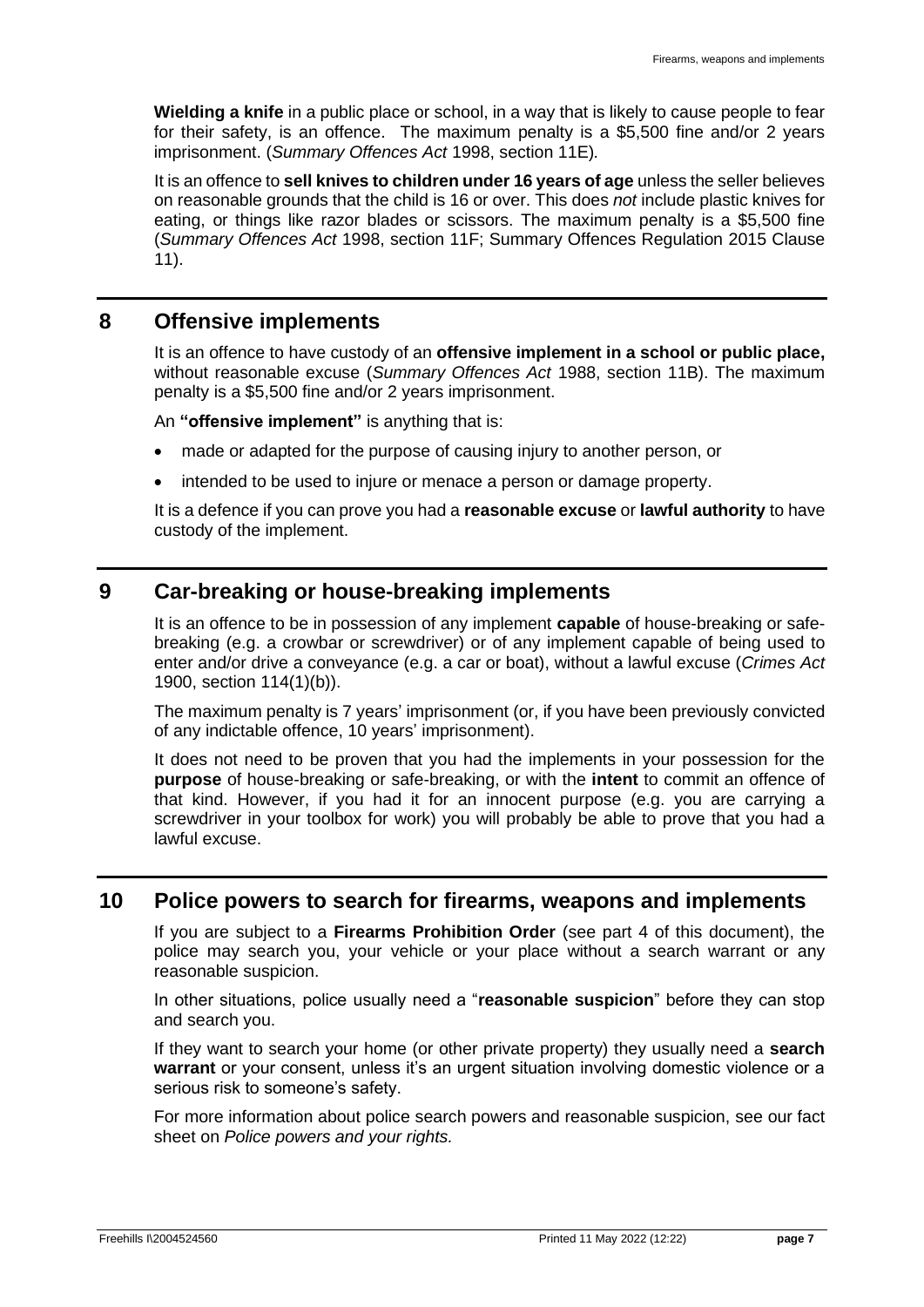**Wielding a knife** in a public place or school, in a way that is likely to cause people to fear for their safety, is an offence. The maximum penalty is a $5,500 fine and/or 2 years imprisonment. (*Summary Offences Act* 1998, section 11E).

It is an offence to **sell knives to children under 16 years of age** unless the seller believes on reasonable grounds that the child is 16 or over. This does *not* include plastic knives for eating, or things like razor blades or scissors. The maximum penalty is a $5,500 fine (*Summary Offences Act* 1998, section 11F; Summary Offences Regulation 2015 Clause 11).

## 8 Offensive implements

It is an offence to have custody of an **offensive implement in a school or public place,** without reasonable excuse (*Summary Offences Act* 1988, section 11B). The maximum penalty is a $5,500 fine and/or 2 years imprisonment.

An **"offensive implement"** is anything that is:

- made or adapted for the purpose of causing injury to another person, or
- intended to be used to injure or menace a person or damage property.

It is a defence if you can prove you had a **reasonable excuse** or **lawful authority** to have custody of the implement.

## 9 Car-breaking or house-breaking implements

It is an offence to be in possession of any implement **capable** of house-breaking or safe-breaking (e.g. a crowbar or screwdriver) or of any implement capable of being used to enter and/or drive a conveyance (e.g. a car or boat), without a lawful excuse (*Crimes Act* 1900, section 114(1)(b)).

The maximum penalty is 7 years' imprisonment (or, if you have been previously convicted of any indictable offence, 10 years' imprisonment).

It does not need to be proven that you had the implements in your possession for the **purpose** of house-breaking or safe-breaking, or with the **intent** to commit an offence of that kind. However, if you had it for an innocent purpose (e.g. you are carrying a screwdriver in your toolbox for work) you will probably be able to prove that you had a lawful excuse.

## 10 Police powers to search for firearms, weapons and implements

If you are subject to a **Firearms Prohibition Order** (see part 4 of this document), the police may search you, your vehicle or your place without a search warrant or any reasonable suspicion.

In other situations, police usually need a "**reasonable suspicion**" before they can stop and search you.

If they want to search your home (or other private property) they usually need a **search warrant** or your consent, unless it's an urgent situation involving domestic violence or a serious risk to someone's safety.

For more information about police search powers and reasonable suspicion, see our fact sheet on *Police powers and your rights.*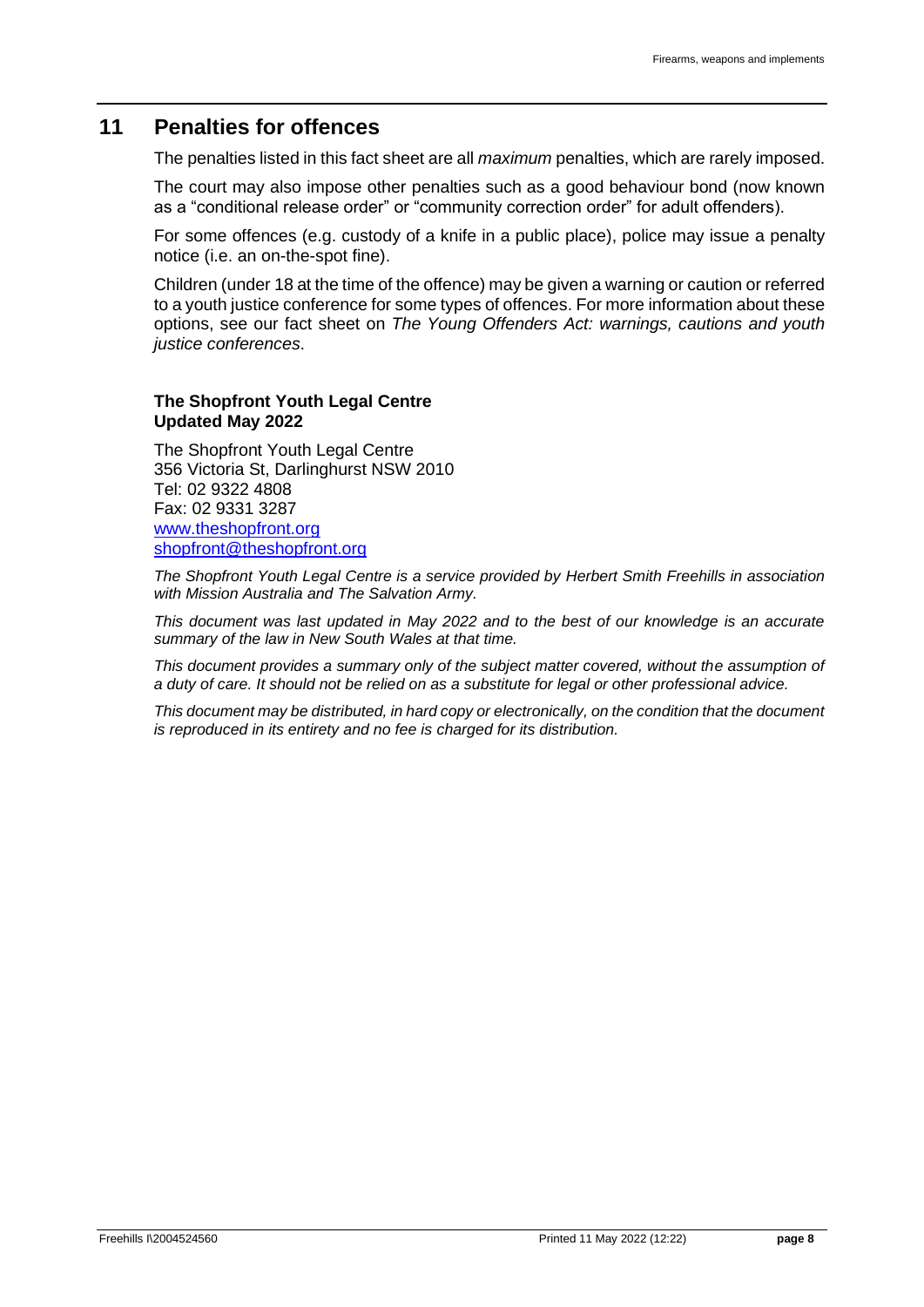## 11 Penalties for offences

The penalties listed in this fact sheet are all *maximum* penalties, which are rarely imposed.

The court may also impose other penalties such as a good behaviour bond (now known as a "conditional release order" or "community correction order" for adult offenders).

For some offences (e.g. custody of a knife in a public place), police may issue a penalty notice (i.e. an on-the-spot fine).

Children (under 18 at the time of the offence) may be given a warning or caution or referred to a youth justice conference for some types of offences. For more information about these options, see our fact sheet on *The Young Offenders Act: warnings, cautions and youth justice conferences*.

**The Shopfront Youth Legal Centre**
**Updated May 2022**

The Shopfront Youth Legal Centre
356 Victoria St, Darlinghurst NSW 2010
Tel: 02 9322 4808
Fax: 02 9331 3287
www.theshopfront.org
shopfront@theshopfront.org

*The Shopfront Youth Legal Centre is a service provided by Herbert Smith Freehills in association with Mission Australia and The Salvation Army.*

*This document was last updated in May 2022 and to the best of our knowledge is an accurate summary of the law in New South Wales at that time.*

*This document provides a summary only of the subject matter covered, without the assumption of a duty of care. It should not be relied on as a substitute for legal or other professional advice.*

*This document may be distributed, in hard copy or electronically, on the condition that the document is reproduced in its entirety and no fee is charged for its distribution.*